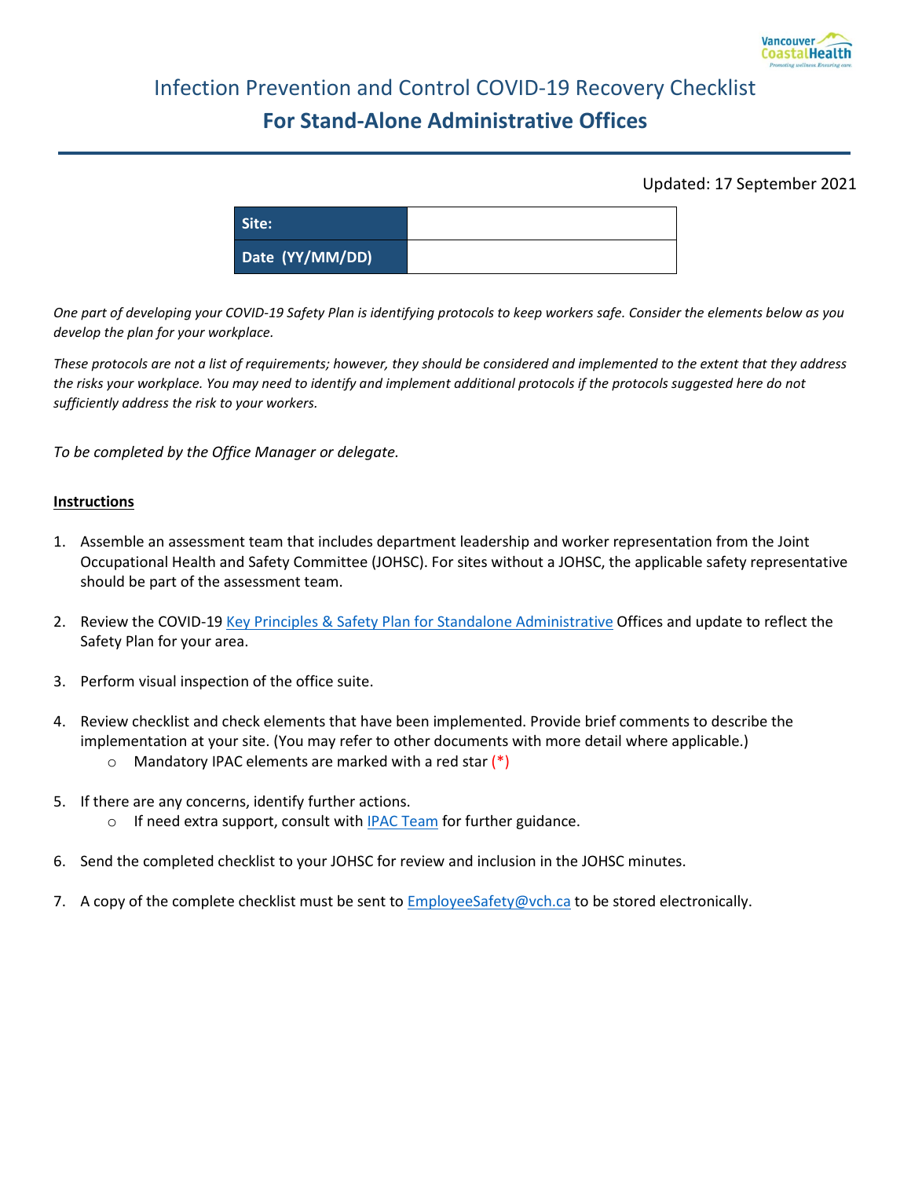# Infection Prevention and Control COVID-19 Recovery Checklist

## For Stand-Alone Administrative Offices

Updated: 17 September 2021

| Site: | |
|---|---|
| Date (YY/MM/DD) | |

*One part of developing your COVID-19 Safety Plan is identifying protocols to keep workers safe. Consider the elements below as you develop the plan for your workplace.*

*These protocols are not a list of requirements; however, they should be considered and implemented to the extent that they address the risks your workplace. You may need to identify and implement additional protocols if the protocols suggested here do not sufficiently address the risk to your workers.*

*To be completed by the Office Manager or delegate.*

**Instructions**

1. Assemble an assessment team that includes department leadership and worker representation from the Joint Occupational Health and Safety Committee (JOHSC). For sites without a JOHSC, the applicable safety representative should be part of the assessment team.
2. Review the COVID-19 Key Principles & Safety Plan for Standalone Administrative Offices and update to reflect the Safety Plan for your area.
3. Perform visual inspection of the office suite.
4. Review checklist and check elements that have been implemented. Provide brief comments to describe the implementation at your site. (You may refer to other documents with more detail where applicable.)
   - Mandatory IPAC elements are marked with a red star (*)
5. If there are any concerns, identify further actions.
   - If need extra support, consult with IPAC Team for further guidance.
6. Send the completed checklist to your JOHSC for review and inclusion in the JOHSC minutes.
7. A copy of the complete checklist must be sent to EmployeeSafety@vch.ca to be stored electronically.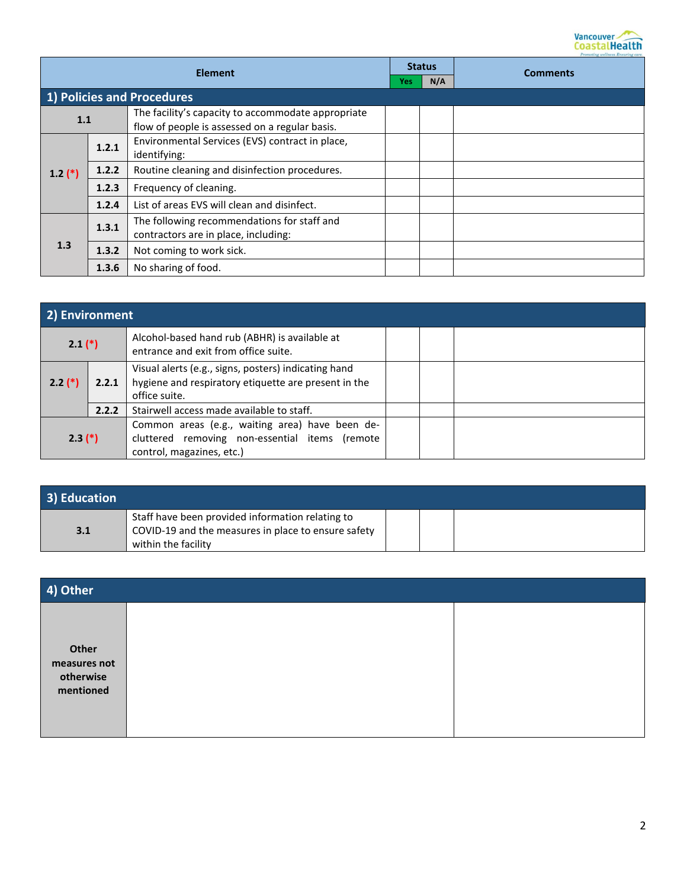| Element | | | Status Yes | Status N/A | Comments |
|---|---|---|---|---|---|
| **1) Policies and Procedures** | | | | | |
| **1.1** | | The facility's capacity to accommodate appropriate flow of people is assessed on a regular basis. | | | |
| **1.2 (*)** | **1.2.1** | Environmental Services (EVS) contract in place, identifying: | | | |
| | **1.2.2** | Routine cleaning and disinfection procedures. | | | |
| | **1.2.3** | Frequency of cleaning. | | | |
| | **1.2.4** | List of areas EVS will clean and disinfect. | | | |
| **1.3** | **1.3.1** | The following recommendations for staff and contractors are in place, including: | | | |
| | **1.3.2** | Not coming to work sick. | | | |
| | **1.3.6** | No sharing of food. | | | |

| **2) Environment** | | | | | |
|---|---|---|---|---|---|
| **2.1 (*)** | | Alcohol-based hand rub (ABHR) is available at entrance and exit from office suite. | | | |
| **2.2 (*)** | **2.2.1** | Visual alerts (e.g., signs, posters) indicating hand hygiene and respiratory etiquette are present in the office suite. | | | |
| | **2.2.2** | Stairwell access made available to staff. | | | |
| **2.3 (*)** | | Common areas (e.g., waiting area) have been de-cluttered removing non-essential items (remote control, magazines, etc.) | | | |

| **3) Education** | | | | |
|---|---|---|---|---|
| **3.1** | Staff have been provided information relating to COVID-19 and the measures in place to ensure safety within the facility | | | |

| **4) Other** | | |
|---|---|---|
| **Other measures not otherwise mentioned** | | |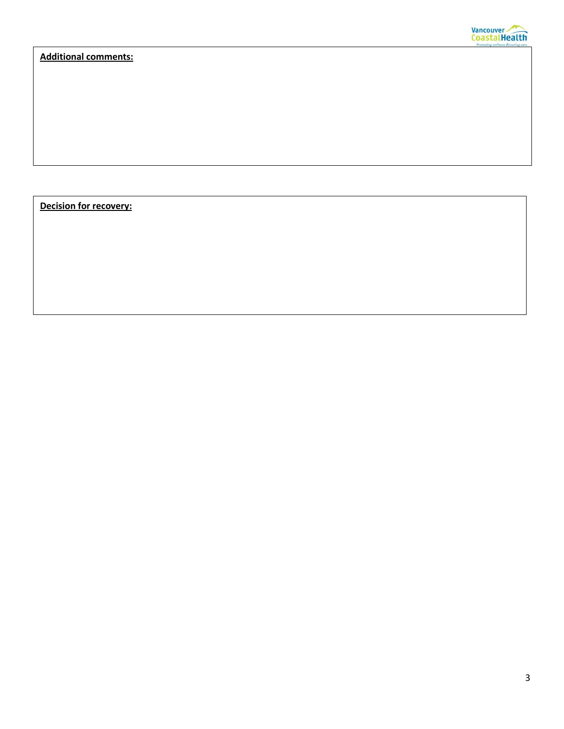**Additional comments:**

**Decision for recovery:**